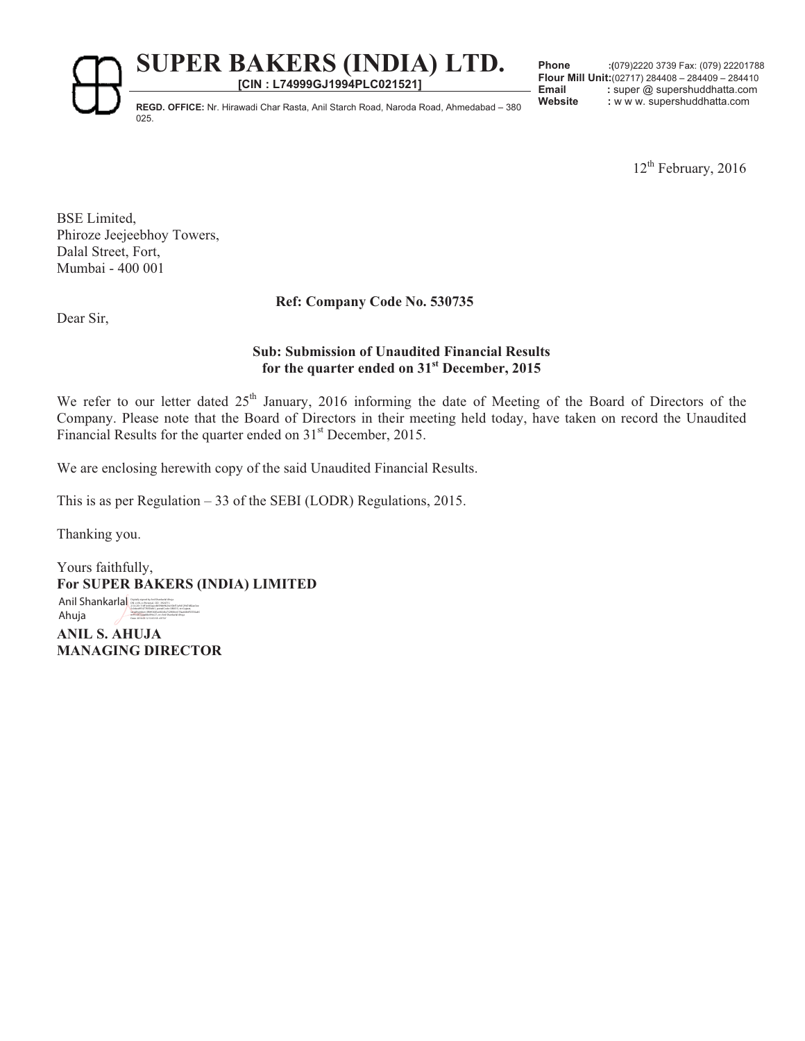# SUPER BAKERS (INDIA) LTD.

**[CIN : L74999GJ1994PLC021521]**

**REGD. OFFICE:** Nr. Hirawadi Char Rasta, Anil Starch Road, Naroda Road, Ahmedabad – 380 025.

**Phone** :(079)2220 3739 Fax: (079) 22201788
**Flour Mill Unit:**(02717) 284408 – 284409 – 284410
**Email** : super @ supershuddhatta.com
**Website** : w w w. supershuddhatta.com

12th February, 2016

BSE Limited,
Phiroze Jeejeebhoy Towers,
Dalal Street, Fort,
Mumbai - 400 001

**Ref: Company Code No. 530735**

Dear Sir,

**Sub: Submission of Unaudited Financial Results for the quarter ended on 31st December, 2015**

We refer to our letter dated 25th January, 2016 informing the date of Meeting of the Board of Directors of the Company. Please note that the Board of Directors in their meeting held today, have taken on record the Unaudited Financial Results for the quarter ended on 31st December, 2015.

We are enclosing herewith copy of the said Unaudited Financial Results.

This is as per Regulation – 33 of the SEBI (LODR) Regulations, 2015.

Thanking you.

Yours faithfully,
**For SUPER BAKERS (INDIA) LIMITED**

Anil Shankarlal Ahuja

**ANIL S. AHUJA**
**MANAGING DIRECTOR**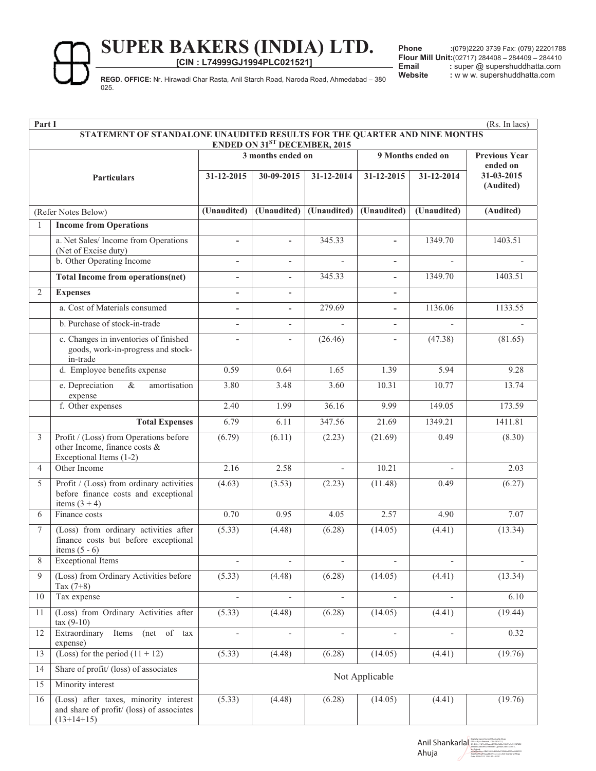# SUPER BAKERS (INDIA) LTD.

**[CIN : L74999GJ1994PLC021521]**

**REGD. OFFICE:** Nr. Hirawadi Char Rasta, Anil Starch Road, Naroda Road, Ahmedabad – 380 025.

**Phone** :(079)2220 3739 Fax: (079) 22201788
**Flour Mill Unit:**(02717) 284408 – 284409 – 284410
**Email** : super @ supershuddhatta.com
**Website** : w w w. supershuddhatta.com

**Part I** (Rs. In lacs)

**STATEMENT OF STANDALONE UNAUDITED RESULTS FOR THE QUARTER AND NINE MONTHS ENDED ON 31ST DECEMBER, 2015**

| | Particulars | 3 months ended on | | | 9 Months ended on | | Previous Year ended on |
|---|---|---|---|---|---|---|---|
| | | 31-12-2015 | 30-09-2015 | 31-12-2014 | 31-12-2015 | 31-12-2014 | 31-03-2015 (Audited) |
| | (Refer Notes Below) | (Unaudited) | (Unaudited) | (Unaudited) | (Unaudited) | (Unaudited) | (Audited) |
| 1 | **Income from Operations** | | | | | | |
| | a. Net Sales/ Income from Operations (Net of Excise duty) | - | - | 345.33 | - | 1349.70 | 1403.51 |
| | b. Other Operating Income | - | - | - | - | - | - |
| | **Total Income from operations(net)** | - | - | 345.33 | - | 1349.70 | 1403.51 |
| 2 | **Expenses** | - | - | | - | | |
| | a. Cost of Materials consumed | - | - | 279.69 | - | 1136.06 | 1133.55 |
| | b. Purchase of stock-in-trade | - | - | - | - | - | - |
| | c. Changes in inventories of finished goods, work-in-progress and stock-in-trade | - | - | (26.46) | - | (47.38) | (81.65) |
| | d. Employee benefits expense | 0.59 | 0.64 | 1.65 | 1.39 | 5.94 | 9.28 |
| | e. Depreciation & amortisation expense | 3.80 | 3.48 | 3.60 | 10.31 | 10.77 | 13.74 |
| | f. Other expenses | 2.40 | 1.99 | 36.16 | 9.99 | 149.05 | 173.59 |
| | **Total Expenses** | 6.79 | 6.11 | 347.56 | 21.69 | 1349.21 | 1411.81 |
| 3 | Profit / (Loss) from Operations before other Income, finance costs & Exceptional Items (1-2) | (6.79) | (6.11) | (2.23) | (21.69) | 0.49 | (8.30) |
| 4 | Other Income | 2.16 | 2.58 | - | 10.21 | - | 2.03 |
| 5 | Profit / (Loss) from ordinary activities before finance costs and exceptional items (3 + 4) | (4.63) | (3.53) | (2.23) | (11.48) | 0.49 | (6.27) |
| 6 | Finance costs | 0.70 | 0.95 | 4.05 | 2.57 | 4.90 | 7.07 |
| 7 | (Loss) from ordinary activities after finance costs but before exceptional items (5 - 6) | (5.33) | (4.48) | (6.28) | (14.05) | (4.41) | (13.34) |
| 8 | Exceptional Items | - | - | - | - | - | - |
| 9 | (Loss) from Ordinary Activities before Tax (7+8) | (5.33) | (4.48) | (6.28) | (14.05) | (4.41) | (13.34) |
| 10 | Tax expense | - | - | - | - | - | 6.10 |
| 11 | (Loss) from Ordinary Activities after tax (9-10) | (5.33) | (4.48) | (6.28) | (14.05) | (4.41) | (19.44) |
| 12 | Extraordinary Items (net of tax expense) | - | - | - | - | - | 0.32 |
| 13 | (Loss) for the period (11 + 12) | (5.33) | (4.48) | (6.28) | (14.05) | (4.41) | (19.76) |
| 14 | Share of profit/ (loss) of associates | Not Applicable | | | | | |
| 15 | Minority interest | | | | | | |
| 16 | (Loss) after taxes, minority interest and share of profit/ (loss) of associates (13+14+15) | (5.33) | (4.48) | (6.28) | (14.05) | (4.41) | (19.76) |

Anil Shankarlal Ahuja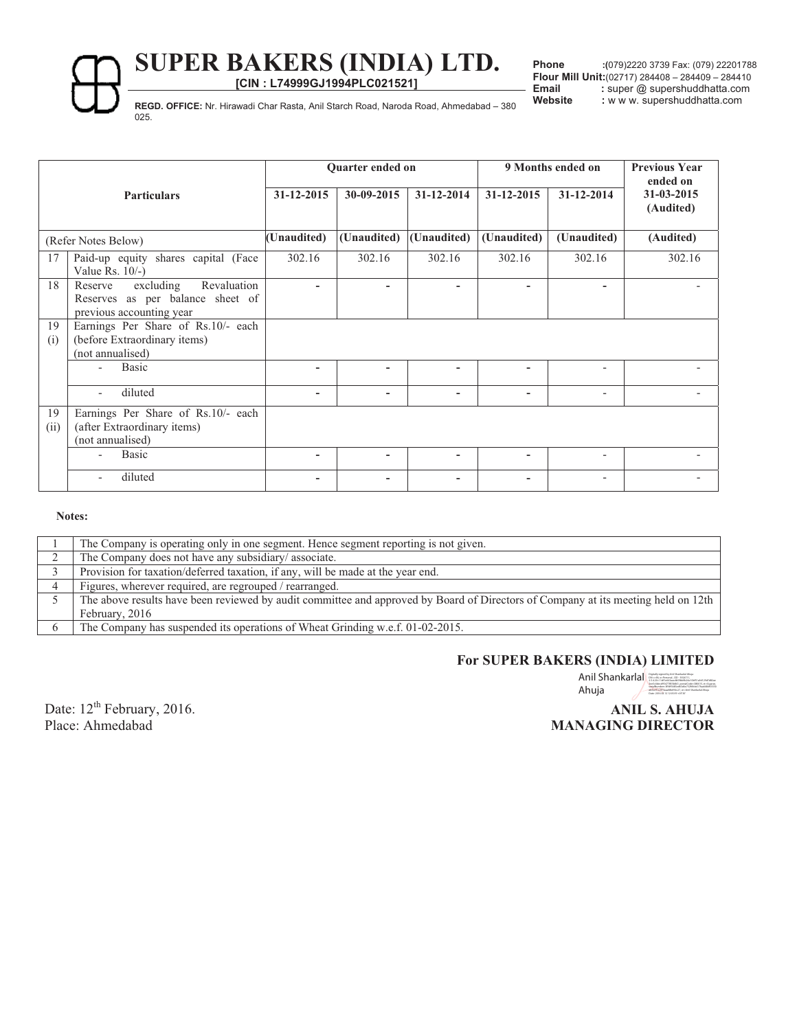# SUPER BAKERS (INDIA) LTD.

**[CIN : L74999GJ1994PLC021521]**

**REGD. OFFICE:** Nr. Hirawadi Char Rasta, Anil Starch Road, Naroda Road, Ahmedabad – 380 025.

**Phone** **:**(079)2220 3739 Fax: (079) 22201788
**Flour Mill Unit:**(02717) 284408 – 284409 – 284410
**Email** **:** super @ supershuddhatta.com
**Website** **:** w w w. supershuddhatta.com

| | **Particulars** | **Quarter ended on** | | | **9 Months ended on** | | **Previous Year ended on** |
|---|---|---|---|---|---|---|---|
| | | **31-12-2015** | **30-09-2015** | **31-12-2014** | **31-12-2015** | **31-12-2014** | **31-03-2015 (Audited)** |
| | (Refer Notes Below) | **(Unaudited)** | **(Unaudited)** | **(Unaudited)** | **(Unaudited)** | **(Unaudited)** | **(Audited)** |
| 17 | Paid-up equity shares capital (Face Value Rs. 10/-) | 302.16 | 302.16 | 302.16 | 302.16 | 302.16 | 302.16 |
| 18 | Reserve excluding Revaluation Reserves as per balance sheet of previous accounting year | - | - | - | - | - | - |
| 19 (i) | Earnings Per Share of Rs.10/- each (before Extraordinary items) (not annualised) | | | | | | |
| | - Basic | - | - | - | - | - | - |
| | - diluted | - | - | - | - | - | - |
| 19 (ii) | Earnings Per Share of Rs.10/- each (after Extraordinary items) (not annualised) | | | | | | |
| | - Basic | - | - | - | - | - | - |
| | - diluted | - | - | - | - | - | - |

**Notes:**

| | |
|---|---|
| 1 | The Company is operating only in one segment. Hence segment reporting is not given. |
| 2 | The Company does not have any subsidiary/ associate. |
| 3 | Provision for taxation/deferred taxation, if any, will be made at the year end. |
| 4 | Figures, wherever required, are regrouped / rearranged. |
| 5 | The above results have been reviewed by audit committee and approved by Board of Directors of Company at its meeting held on 12th February, 2016 |
| 6 | The Company has suspended its operations of Wheat Grinding w.e.f. 01-02-2015. |

**For SUPER BAKERS (INDIA) LIMITED**

Anil Shankarlal Ahuja

Date: 12th February, 2016.
Place: Ahmedabad

**ANIL S. AHUJA**
**MANAGING DIRECTOR**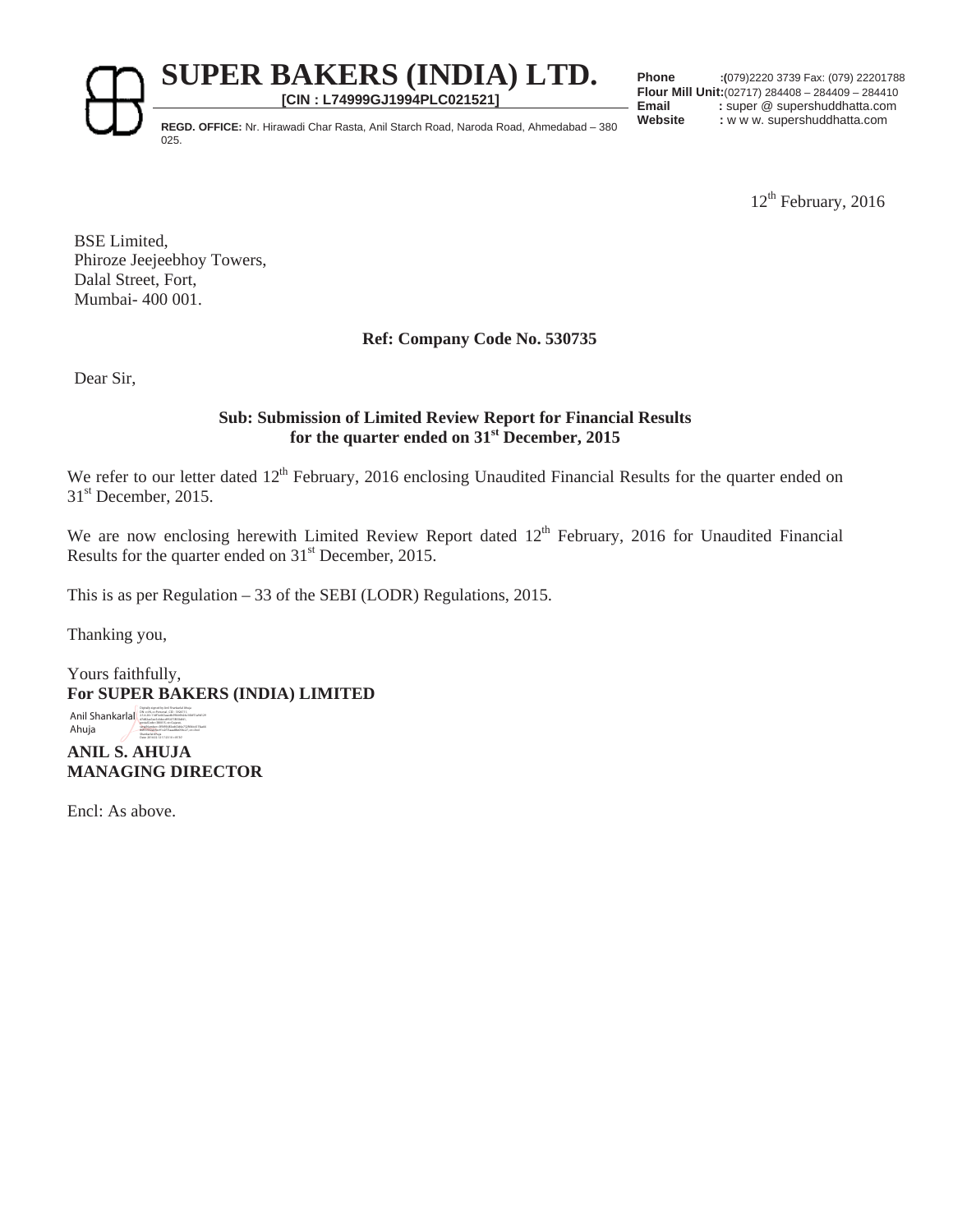# SUPER BAKERS (INDIA) LTD.

**[CIN : L74999GJ1994PLC021521]**

**REGD. OFFICE:** Nr. Hirawadi Char Rasta, Anil Starch Road, Naroda Road, Ahmedabad – 380 025.

**Phone** :(079)2220 3739 Fax: (079) 22201788
**Flour Mill Unit:**(02717) 284408 – 284409 – 284410
**Email** : super @ supershuddhatta.com
**Website** : w w w. supershuddhatta.com

12th February, 2016

BSE Limited,
Phiroze Jeejeebhoy Towers,
Dalal Street, Fort,
Mumbai- 400 001.

**Ref: Company Code No. 530735**

Dear Sir,

**Sub: Submission of Limited Review Report for Financial Results for the quarter ended on 31st December, 2015**

We refer to our letter dated 12th February, 2016 enclosing Unaudited Financial Results for the quarter ended on 31st December, 2015.

We are now enclosing herewith Limited Review Report dated 12th February, 2016 for Unaudited Financial Results for the quarter ended on 31st December, 2015.

This is as per Regulation – 33 of the SEBI (LODR) Regulations, 2015.

Thanking you,

Yours faithfully,
**For SUPER BAKERS (INDIA) LIMITED**

Anil Shankarlal Ahuja

**ANIL S. AHUJA**
**MANAGING DIRECTOR**

Encl: As above.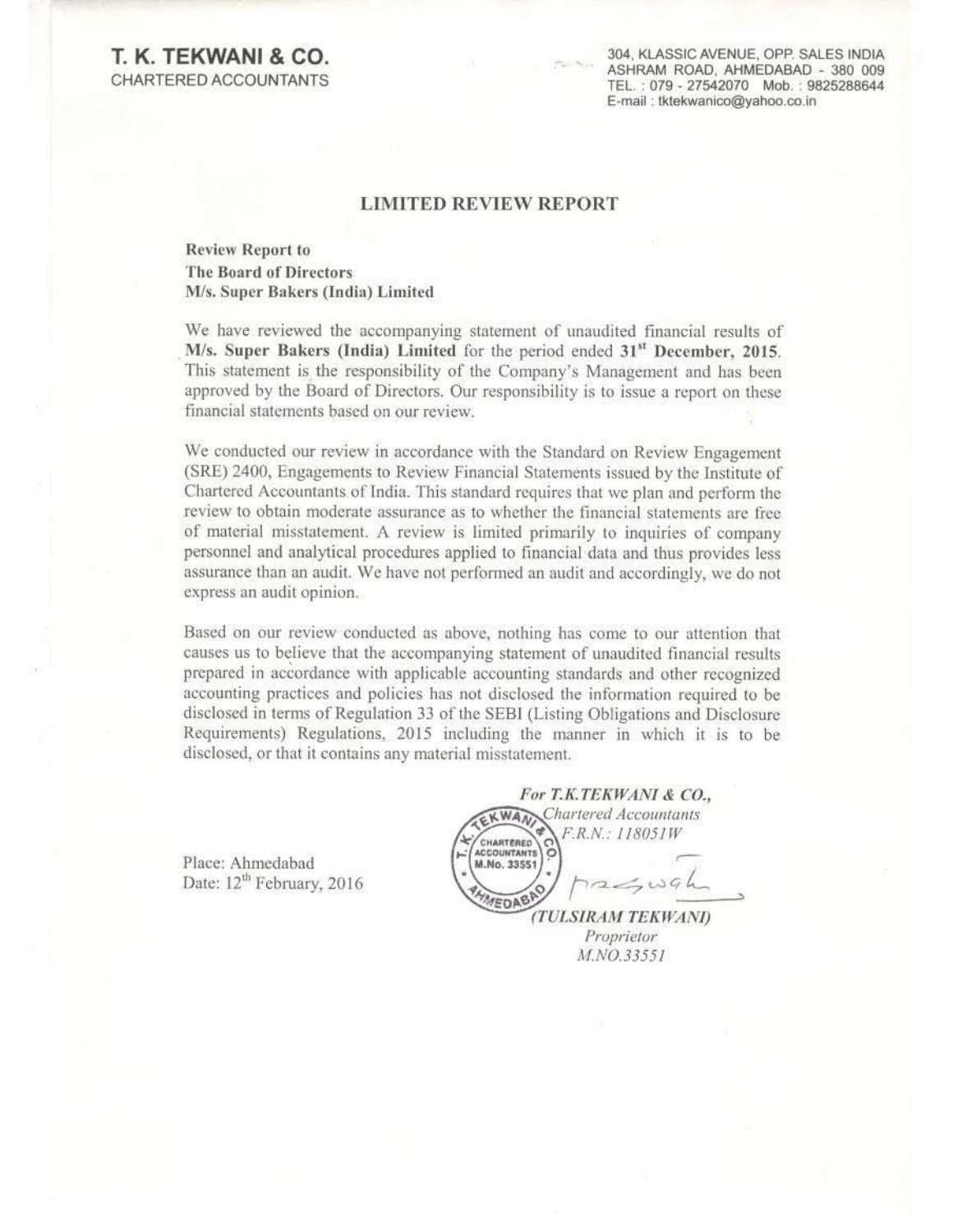**T. K. TEKWANI & CO.**
CHARTERED ACCOUNTANTS

304, KLASSIC AVENUE, OPP. SALES INDIA
ASHRAM ROAD, AHMEDABAD - 380 009
TEL. : 079 - 27542070 Mob. : 9825288644
E-mail : tktekwanico@yahoo.co.in

## LIMITED REVIEW REPORT

**Review Report to**
**The Board of Directors**
**M/s. Super Bakers (India) Limited**

We have reviewed the accompanying statement of unaudited financial results of **M/s. Super Bakers (India) Limited** for the period ended **31st December, 2015**. This statement is the responsibility of the Company's Management and has been approved by the Board of Directors. Our responsibility is to issue a report on these financial statements based on our review.

We conducted our review in accordance with the Standard on Review Engagement (SRE) 2400, Engagements to Review Financial Statements issued by the Institute of Chartered Accountants of India. This standard requires that we plan and perform the review to obtain moderate assurance as to whether the financial statements are free of material misstatement. A review is limited primarily to inquiries of company personnel and analytical procedures applied to financial data and thus provides less assurance than an audit. We have not performed an audit and accordingly, we do not express an audit opinion.

Based on our review conducted as above, nothing has come to our attention that causes us to believe that the accompanying statement of unaudited financial results prepared in accordance with applicable accounting standards and other recognized accounting practices and policies has not disclosed the information required to be disclosed in terms of Regulation 33 of the SEBI (Listing Obligations and Disclosure Requirements) Regulations, 2015 including the manner in which it is to be disclosed, or that it contains any material misstatement.

***For T.K.TEKWANI & CO.,***
*Chartered Accountants*
*F.R.N.: 118051W*

Place: Ahmedabad
Date: 12th February, 2016

*(TULSIRAM TEKWANI)*
*Proprietor*
*M.NO.33551*